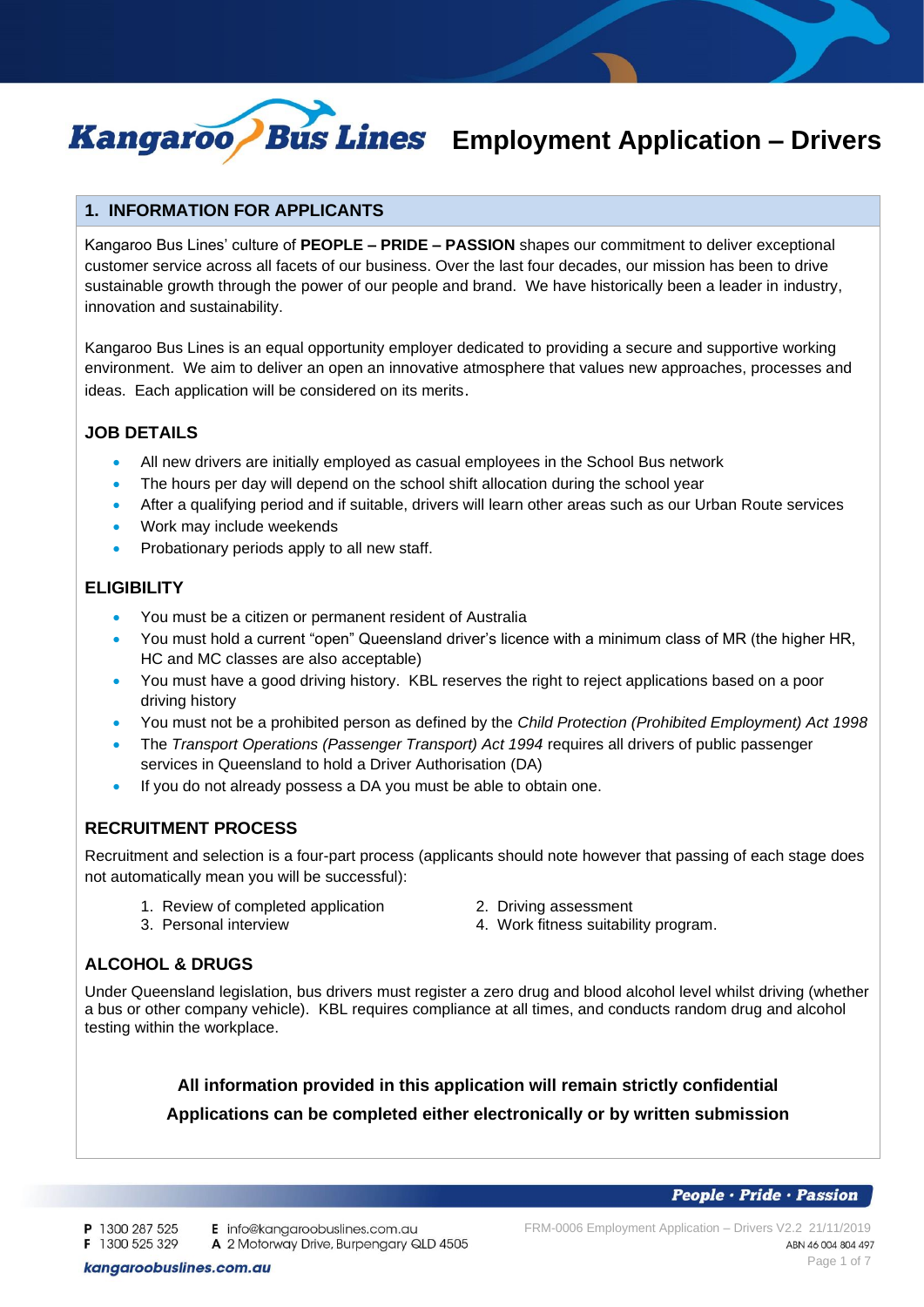# Kangaroo Bus Lines Employment Application – Drivers

## 1. INFORMATION FOR APPLICANTS

Kangaroo Bus Lines' culture of **PEOPLE – PRIDE – PASSION** shapes our commitment to deliver exceptional customer service across all facets of our business. Over the last four decades, our mission has been to drive sustainable growth through the power of our people and brand. We have historically been a leader in industry, innovation and sustainability.

Kangaroo Bus Lines is an equal opportunity employer dedicated to providing a secure and supportive working environment. We aim to deliver an open an innovative atmosphere that values new approaches, processes and ideas. Each application will be considered on its merits.

### JOB DETAILS

- All new drivers are initially employed as casual employees in the School Bus network
- The hours per day will depend on the school shift allocation during the school year
- After a qualifying period and if suitable, drivers will learn other areas such as our Urban Route services
- Work may include weekends
- Probationary periods apply to all new staff.

### ELIGIBILITY

- You must be a citizen or permanent resident of Australia
- You must hold a current "open" Queensland driver's licence with a minimum class of MR (the higher HR, HC and MC classes are also acceptable)
- You must have a good driving history. KBL reserves the right to reject applications based on a poor driving history
- You must not be a prohibited person as defined by the *Child Protection (Prohibited Employment) Act 1998*
- The *Transport Operations (Passenger Transport) Act 1994* requires all drivers of public passenger services in Queensland to hold a Driver Authorisation (DA)
- If you do not already possess a DA you must be able to obtain one.

### RECRUITMENT PROCESS

Recruitment and selection is a four-part process (applicants should note however that passing of each stage does not automatically mean you will be successful):

1. Review of completed application
2. Driving assessment
3. Personal interview
4. Work fitness suitability program.

### ALCOHOL & DRUGS

Under Queensland legislation, bus drivers must register a zero drug and blood alcohol level whilst driving (whether a bus or other company vehicle). KBL requires compliance at all times, and conducts random drug and alcohol testing within the workplace.

**All information provided in this application will remain strictly confidential**

**Applications can be completed either electronically or by written submission**

People · Pride · Passion

P 1300 287 525
F 1300 525 329
E info@kangaroobuslines.com.au
A 2 Motorway Drive, Burpengary QLD 4505
kangaroobuslines.com.au

FRM-0006 Employment Application – Drivers V2.2 21/11/2019
ABN 46 004 804 497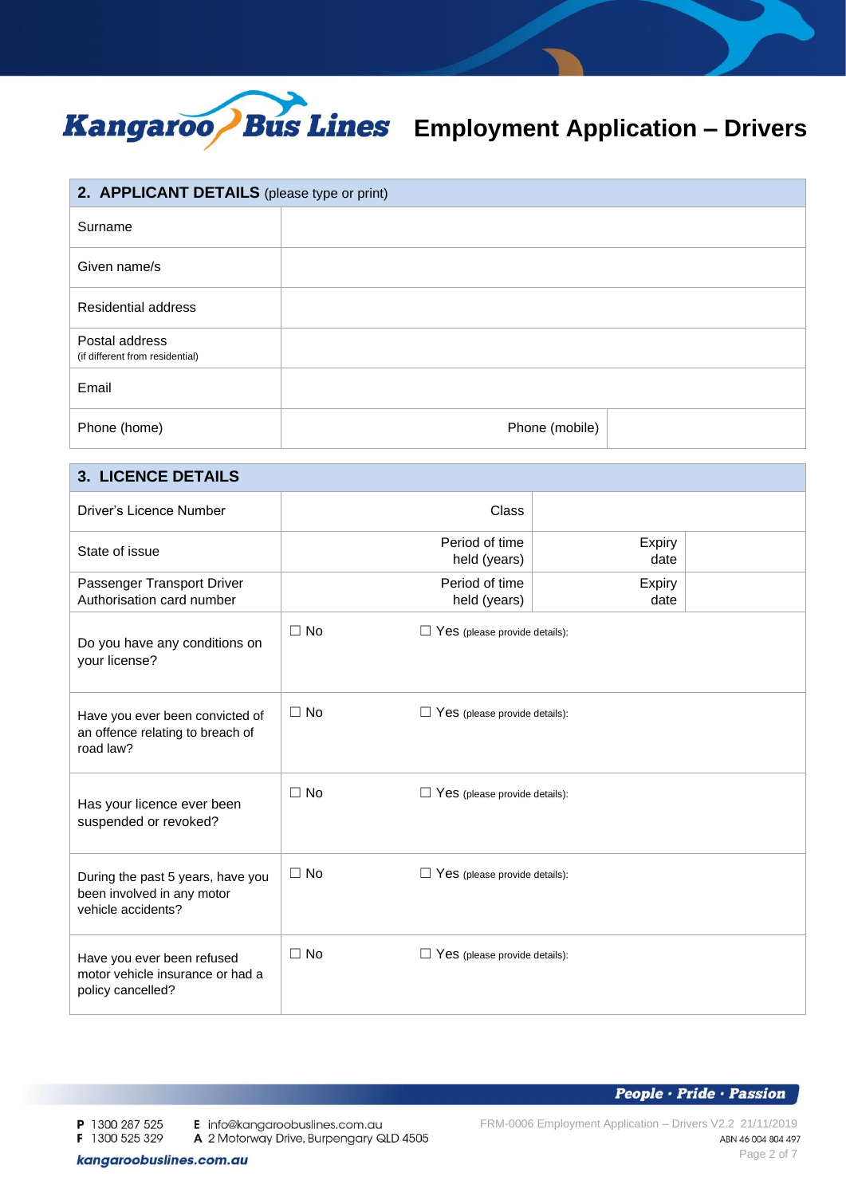# Kangaroo Bus Lines Employment Application – Drivers

| **2. APPLICANT DETAILS** (please type or print) | | | |
|---|---|---|---|
| Surname | | | |
| Given name/s | | | |
| Residential address | | | |
| Postal address (if different from residential) | | | |
| Email | | | |
| Phone (home) | | Phone (mobile) | |

| **3. LICENCE DETAILS** | | | | | |
|---|---|---|---|---|---|
| Driver's Licence Number | | Class | | | |
| State of issue | | Period of time held (years) | | Expiry date | |
| Passenger Transport Driver Authorisation card number | | Period of time held (years) | | Expiry date | |
| Do you have any conditions on your license? | ☐ No | ☐ Yes (please provide details): | | | |
| Have you ever been convicted of an offence relating to breach of road law? | ☐ No | ☐ Yes (please provide details): | | | |
| Has your licence ever been suspended or revoked? | ☐ No | ☐ Yes (please provide details): | | | |
| During the past 5 years, have you been involved in any motor vehicle accidents? | ☐ No | ☐ Yes (please provide details): | | | |
| Have you ever been refused motor vehicle insurance or had a policy cancelled? | ☐ No | ☐ Yes (please provide details): | | | |

People · Pride · Passion

P 1300 287 525
F 1300 525 329
E info@kangaroobuslines.com.au
A 2 Motorway Drive, Burpengary QLD 4505
kangaroobuslines.com.au

FRM-0006 Employment Application – Drivers V2.2 21/11/2019
ABN 46 004 804 497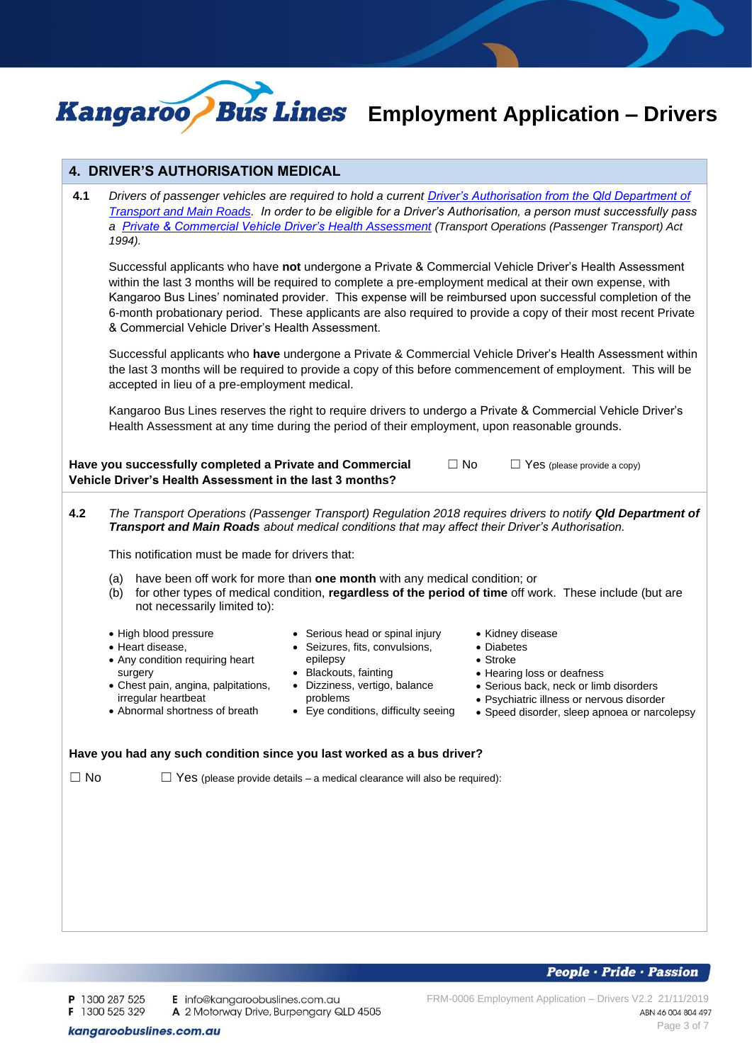## 4. DRIVER'S AUTHORISATION MEDICAL

**4.1** *Drivers of passenger vehicles are required to hold a current Driver's Authorisation from the Qld Department of Transport and Main Roads. In order to be eligible for a Driver's Authorisation, a person must successfully pass a Private & Commercial Vehicle Driver's Health Assessment (Transport Operations (Passenger Transport) Act 1994).*

Successful applicants who have **not** undergone a Private & Commercial Vehicle Driver's Health Assessment within the last 3 months will be required to complete a pre-employment medical at their own expense, with Kangaroo Bus Lines' nominated provider. This expense will be reimbursed upon successful completion of the 6-month probationary period. These applicants are also required to provide a copy of their most recent Private & Commercial Vehicle Driver's Health Assessment.

Successful applicants who **have** undergone a Private & Commercial Vehicle Driver's Health Assessment within the last 3 months will be required to provide a copy of this before commencement of employment. This will be accepted in lieu of a pre-employment medical.

Kangaroo Bus Lines reserves the right to require drivers to undergo a Private & Commercial Vehicle Driver's Health Assessment at any time during the period of their employment, upon reasonable grounds.

**Have you successfully completed a Private and Commercial Vehicle Driver's Health Assessment in the last 3 months?** ☐ No ☐ Yes (please provide a copy)

**4.2** *The Transport Operations (Passenger Transport) Regulation 2018 requires drivers to notify **Qld Department of Transport and Main Roads** about medical conditions that may affect their Driver's Authorisation.*

This notification must be made for drivers that:

(a) have been off work for more than **one month** with any medical condition; or
(b) for other types of medical condition, **regardless of the period of time** off work. These include (but are not necessarily limited to):

- High blood pressure
- Heart disease,
- Any condition requiring heart surgery
- Chest pain, angina, palpitations, irregular heartbeat
- Abnormal shortness of breath
- Serious head or spinal injury
- Seizures, fits, convulsions, epilepsy
- Blackouts, fainting
- Dizziness, vertigo, balance problems
- Eye conditions, difficulty seeing
- Kidney disease
- Diabetes
- Stroke
- Hearing loss or deafness
- Serious back, neck or limb disorders
- Psychiatric illness or nervous disorder
- Speed disorder, sleep apnoea or narcolepsy

**Have you had any such condition since you last worked as a bus driver?**

☐ No ☐ Yes (please provide details – a medical clearance will also be required):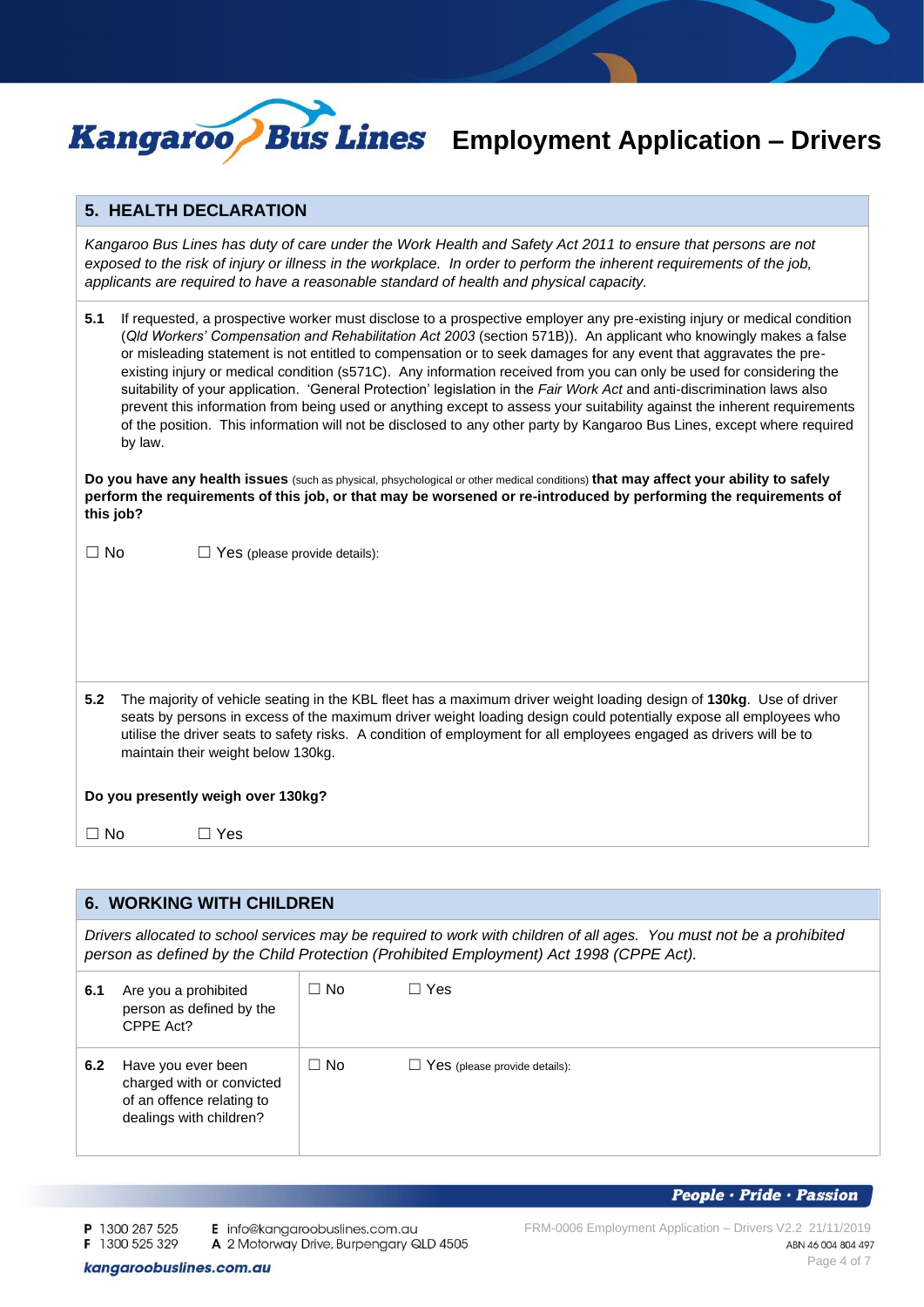## 5. HEALTH DECLARATION

*Kangaroo Bus Lines has duty of care under the Work Health and Safety Act 2011 to ensure that persons are not exposed to the risk of injury or illness in the workplace. In order to perform the inherent requirements of the job, applicants are required to have a reasonable standard of health and physical capacity.*

**5.1** If requested, a prospective worker must disclose to a prospective employer any pre-existing injury or medical condition (*Qld Workers' Compensation and Rehabilitation Act 2003* (section 571B)). An applicant who knowingly makes a false or misleading statement is not entitled to compensation or to seek damages for any event that aggravates the pre-existing injury or medical condition (s571C). Any information received from you can only be used for considering the suitability of your application. 'General Protection' legislation in the *Fair Work Act* and anti-discrimination laws also prevent this information from being used or anything except to assess your suitability against the inherent requirements of the position. This information will not be disclosed to any other party by Kangaroo Bus Lines, except where required by law.

**Do you have any health issues** (such as physical, phsychological or other medical conditions) **that may affect your ability to safely perform the requirements of this job, or that may be worsened or re-introduced by performing the requirements of this job?**

☐ No ☐ Yes (please provide details):

**5.2** The majority of vehicle seating in the KBL fleet has a maximum driver weight loading design of **130kg**. Use of driver seats by persons in excess of the maximum driver weight loading design could potentially expose all employees who utilise the driver seats to safety risks. A condition of employment for all employees engaged as drivers will be to maintain their weight below 130kg.

**Do you presently weigh over 130kg?**

☐ No ☐ Yes

## 6. WORKING WITH CHILDREN

*Drivers allocated to school services may be required to work with children of all ages. You must not be a prohibited person as defined by the Child Protection (Prohibited Employment) Act 1998 (CPPE Act).*

| | | | |
|---|---|---|---|
| **6.1** | Are you a prohibited person as defined by the CPPE Act? | ☐ No | ☐ Yes |
| **6.2** | Have you ever been charged with or convicted of an offence relating to dealings with children? | ☐ No | ☐ Yes (please provide details): |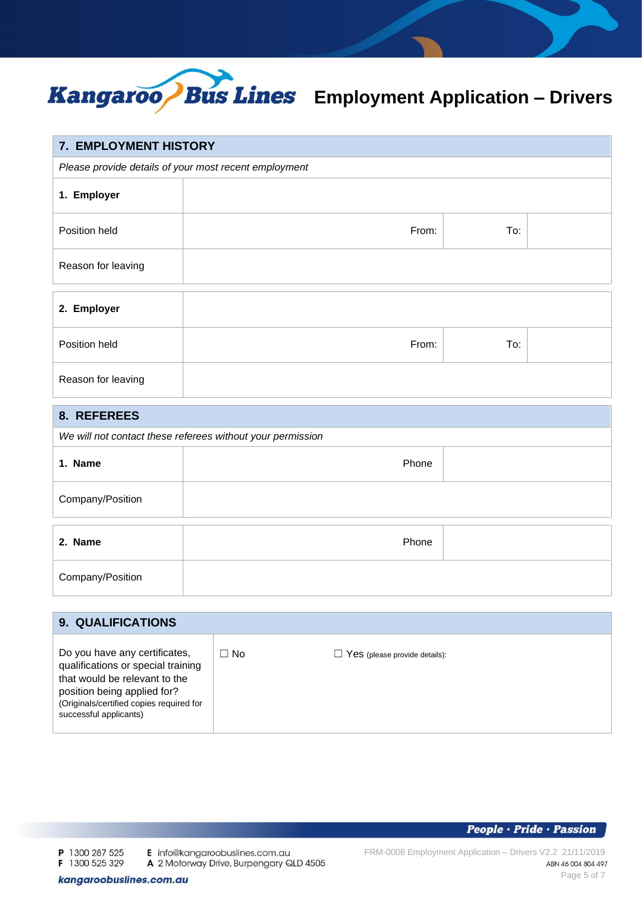## 7. EMPLOYMENT HISTORY

*Please provide details of your most recent employment*

| | | | | |
|---|---|---|---|---|
| **1. Employer** | | | | |
| Position held | From: | | To: | |
| Reason for leaving | | | | |

| | | | | |
|---|---|---|---|---|
| **2. Employer** | | | | |
| Position held | From: | | To: | |
| Reason for leaving | | | | |

## 8. REFEREES

*We will not contact these referees without your permission*

| | | |
|---|---|---|
| **1. Name** | Phone | |
| Company/Position | | |

| | | |
|---|---|---|
| **2. Name** | Phone | |
| Company/Position | | |

## 9. QUALIFICATIONS

| | | |
|---|---|---|
| Do you have any certificates, qualifications or special training that would be relevant to the position being applied for? (Originals/certified copies required for successful applicants) | ☐ No | ☐ Yes (please provide details): |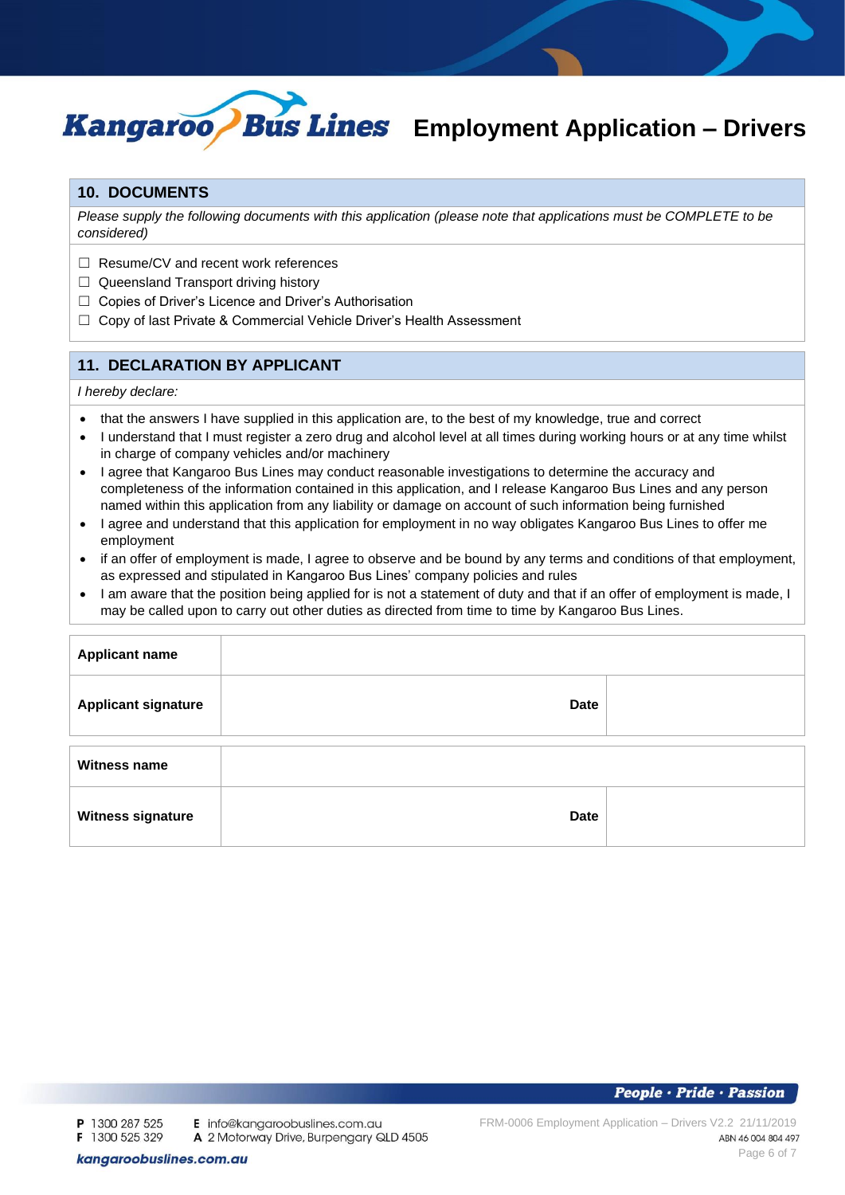## 10. DOCUMENTS

*Please supply the following documents with this application (please note that applications must be COMPLETE to be considered)*

- ☐ Resume/CV and recent work references
- ☐ Queensland Transport driving history
- ☐ Copies of Driver's Licence and Driver's Authorisation
- ☐ Copy of last Private & Commercial Vehicle Driver's Health Assessment

## 11. DECLARATION BY APPLICANT

*I hereby declare:*

- that the answers I have supplied in this application are, to the best of my knowledge, true and correct
- I understand that I must register a zero drug and alcohol level at all times during working hours or at any time whilst in charge of company vehicles and/or machinery
- I agree that Kangaroo Bus Lines may conduct reasonable investigations to determine the accuracy and completeness of the information contained in this application, and I release Kangaroo Bus Lines and any person named within this application from any liability or damage on account of such information being furnished
- I agree and understand that this application for employment in no way obligates Kangaroo Bus Lines to offer me employment
- if an offer of employment is made, I agree to observe and be bound by any terms and conditions of that employment, as expressed and stipulated in Kangaroo Bus Lines' company policies and rules
- I am aware that the position being applied for is not a statement of duty and that if an offer of employment is made, I may be called upon to carry out other duties as directed from time to time by Kangaroo Bus Lines.

| **Applicant name** | | | |
|---|---|---|---|
| **Applicant signature** | | **Date** | |

| **Witness name** | | | |
|---|---|---|---|
| **Witness signature** | | **Date** | |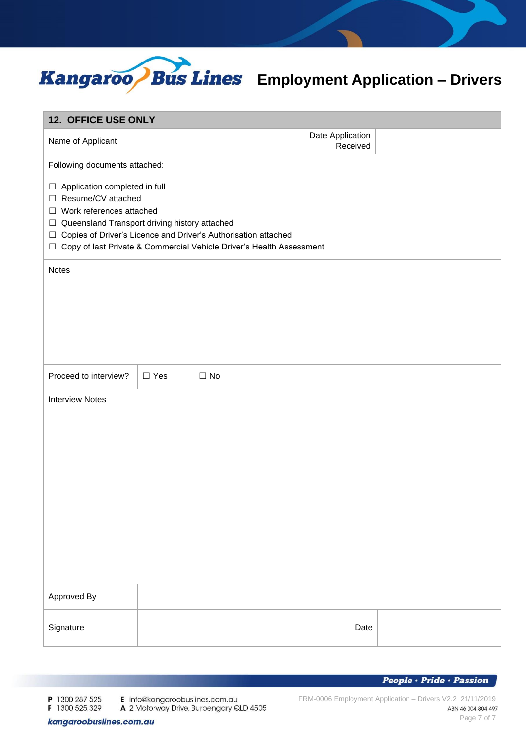# Employment Application – Drivers

## 12. OFFICE USE ONLY

| | | | |
|---|---|---|---|
| Name of Applicant | | Date Application Received | |

Following documents attached:

☐ Application completed in full
☐ Resume/CV attached
☐ Work references attached
☐ Queensland Transport driving history attached
☐ Copies of Driver's Licence and Driver's Authorisation attached
☐ Copy of last Private & Commercial Vehicle Driver's Health Assessment

Notes

| | | |
|---|---|---|
| Proceed to interview? | ☐ Yes | ☐ No |

Interview Notes

| | | | |
|---|---|---|---|
| Approved By | | | |
| Signature | | Date | |

*People · Pride · Passion*

**P** 1300 287 525
**F** 1300 525 329
**E** info@kangaroobuslines.com.au
**A** 2 Motorway Drive, Burpengary QLD 4505

kangaroobuslines.com.au

FRM-0006 Employment Application – Drivers V2.2 21/11/2019
ABN 46 004 804 497